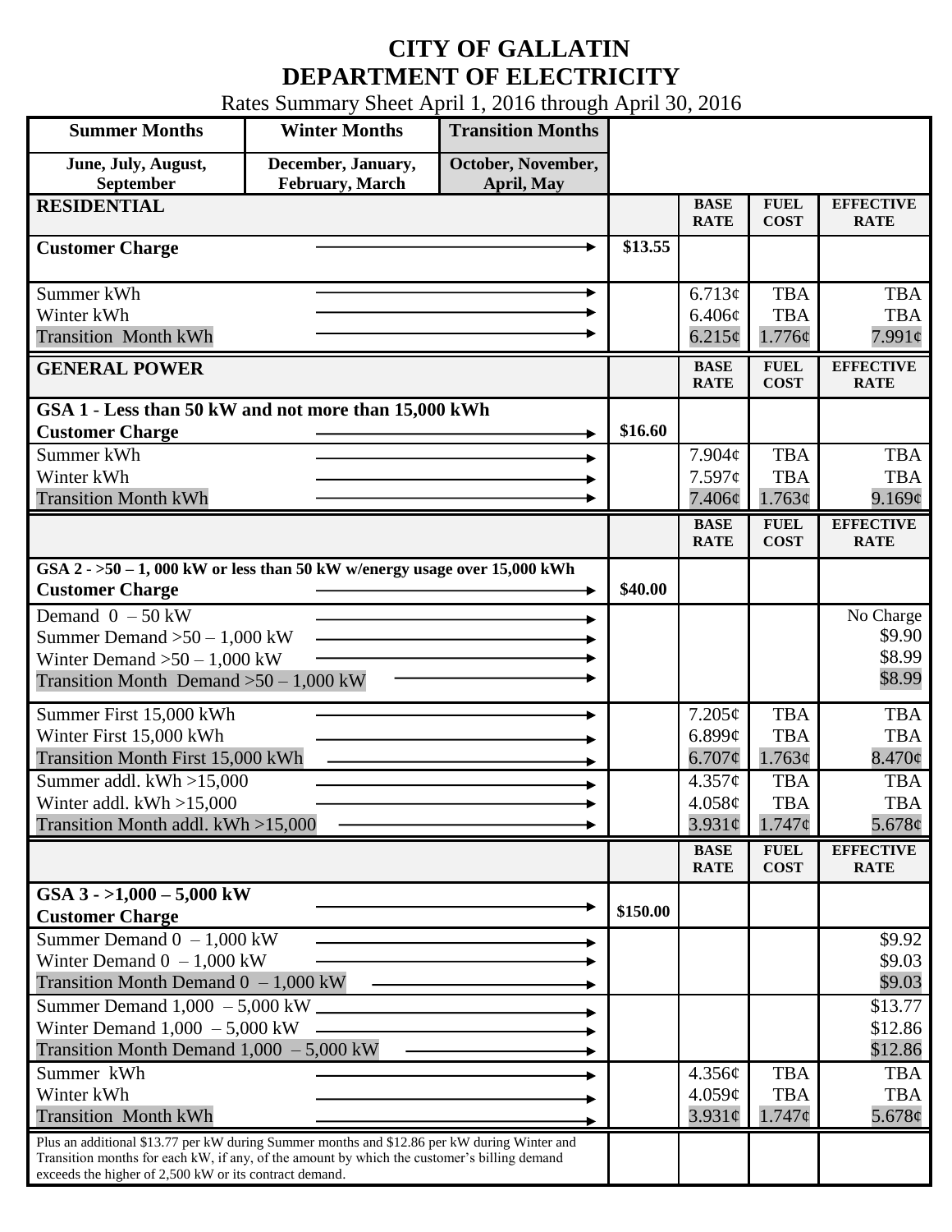# CITY OF GALLATIN
# DEPARTMENT OF ELECTRICITY

Rates Summary Sheet April 1, 2016 through April 30, 2016

| Summer Months | Winter Months | Transition Months |
|---|---|---|
| June, July, August, September | December, January, February, March | October, November, April, May |

| RESIDENTIAL | | BASE RATE | FUEL COST | EFFECTIVE RATE |
|---|---|---|---|---|
| Customer Charge | $13.55 | | | |
| Summer kWh | | 6.713¢ | TBA | TBA |
| Winter kWh | | 6.406¢ | TBA | TBA |
| Transition Month kWh | | 6.215¢ | 1.776¢ | 7.991¢ |

| GENERAL POWER | | BASE RATE | FUEL COST | EFFECTIVE RATE |
|---|---|---|---|---|
| **GSA 1 - Less than 50 kW and not more than 15,000 kWh** | | | | |
| Customer Charge | $16.60 | | | |
| Summer kWh | | 7.904¢ | TBA | TBA |
| Winter kWh | | 7.597¢ | TBA | TBA |
| Transition Month kWh | | 7.406¢ | 1.763¢ | 9.169¢ |

| | | BASE RATE | FUEL COST | EFFECTIVE RATE |
|---|---|---|---|---|
| **GSA 2 - >50 – 1, 000 kW or less than 50 kW w/energy usage over 15,000 kWh** | | | | |
| Customer Charge | $40.00 | | | |
| Demand 0 – 50 kW | | | | No Charge |
| Summer Demand >50 – 1,000 kW | | | | $9.90 |
| Winter Demand >50 – 1,000 kW | | | | $8.99 |
| Transition Month Demand >50 – 1,000 kW | | | | $8.99 |
| Summer First 15,000 kWh | | 7.205¢ | TBA | TBA |
| Winter First 15,000 kWh | | 6.899¢ | TBA | TBA |
| Transition Month First 15,000 kWh | | 6.707¢ | 1.763¢ | 8.470¢ |
| Summer addl. kWh >15,000 | | 4.357¢ | TBA | TBA |
| Winter addl. kWh >15,000 | | 4.058¢ | TBA | TBA |
| Transition Month addl. kWh >15,000 | | 3.931¢ | 1.747¢ | 5.678¢ |

| | | BASE RATE | FUEL COST | EFFECTIVE RATE |
|---|---|---|---|---|
| **GSA 3 - >1,000 – 5,000 kW** | | | | |
| Customer Charge | $150.00 | | | |
| Summer Demand 0 – 1,000 kW | | | | $9.92 |
| Winter Demand 0 – 1,000 kW | | | | $9.03 |
| Transition Month Demand 0 – 1,000 kW | | | | $9.03 |
| Summer Demand 1,000 – 5,000 kW | | | | $13.77 |
| Winter Demand 1,000 – 5,000 kW | | | | $12.86 |
| Transition Month Demand 1,000 – 5,000 kW | | | | $12.86 |
| Summer kWh | | 4.356¢ | TBA | TBA |
| Winter kWh | | 4.059¢ | TBA | TBA |
| Transition Month kWh | | 3.931¢ | 1.747¢ | 5.678¢ |
| Plus an additional $13.77 per kW during Summer months and $12.86 per kW during Winter and Transition months for each kW, if any, of the amount by which the customer's billing demand exceeds the higher of 2,500 kW or its contract demand. | | | | |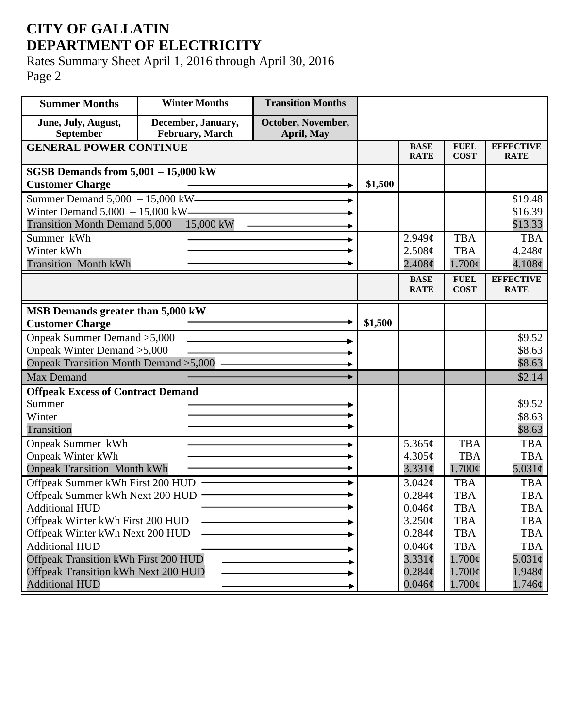# CITY OF GALLATIN
# DEPARTMENT OF ELECTRICITY

Rates Summary Sheet April 1, 2016 through April 30, 2016
Page 2

| Summer Months | Winter Months | Transition Months | | | | |
|---|---|---|---|---|---|---|
| June, July, August, September | December, January, February, March | October, November, April, May | | | | |
| **GENERAL POWER CONTINUE** | | | | **BASE RATE** | **FUEL COST** | **EFFECTIVE RATE** |
| **SGSB Demands from 5,001 – 15,000 kW** | | | | | | |
| **Customer Charge** | | | **$1,500** | | | |
| Summer Demand 5,000 – 15,000 kW | | | | | | $19.48 |
| Winter Demand 5,000 – 15,000 kW | | | | | | $16.39 |
| Transition Month Demand 5,000 – 15,000 kW | | | | | | $13.33 |
| Summer kWh | | | | 2.949¢ | TBA | TBA |
| Winter kWh | | | | 2.508¢ | TBA | 4.248¢ |
| Transition Month kWh | | | | 2.408¢ | 1.700¢ | 4.108¢ |
| | | | | **BASE RATE** | **FUEL COST** | **EFFECTIVE RATE** |
| **MSB Demands greater than 5,000 kW** | | | | | | |
| **Customer Charge** | | | **$1,500** | | | |
| Onpeak Summer Demand >5,000 | | | | | | $9.52 |
| Onpeak Winter Demand >5,000 | | | | | | $8.63 |
| Onpeak Transition Month Demand >5,000 | | | | | | $8.63 |
| Max Demand | | | | | | $2.14 |
| **Offpeak Excess of Contract Demand** | | | | | | |
| Summer | | | | | | $9.52 |
| Winter | | | | | | $8.63 |
| Transition | | | | | | $8.63 |
| Onpeak Summer kWh | | | | 5.365¢ | TBA | TBA |
| Onpeak Winter kWh | | | | 4.305¢ | TBA | TBA |
| Onpeak Transition Month kWh | | | | 3.331¢ | 1.700¢ | 5.031¢ |
| Offpeak Summer kWh First 200 HUD | | | | 3.042¢ | TBA | TBA |
| Offpeak Summer kWh Next 200 HUD | | | | 0.284¢ | TBA | TBA |
| Additional HUD | | | | 0.046¢ | TBA | TBA |
| Offpeak Winter kWh First 200 HUD | | | | 3.250¢ | TBA | TBA |
| Offpeak Winter kWh Next 200 HUD | | | | 0.284¢ | TBA | TBA |
| Additional HUD | | | | 0.046¢ | TBA | TBA |
| Offpeak Transition kWh First 200 HUD | | | | 3.331¢ | 1.700¢ | 5.031¢ |
| Offpeak Transition kWh Next 200 HUD | | | | 0.284¢ | 1.700¢ | 1.948¢ |
| Additional HUD | | | | 0.046¢ | 1.700¢ | 1.746¢ |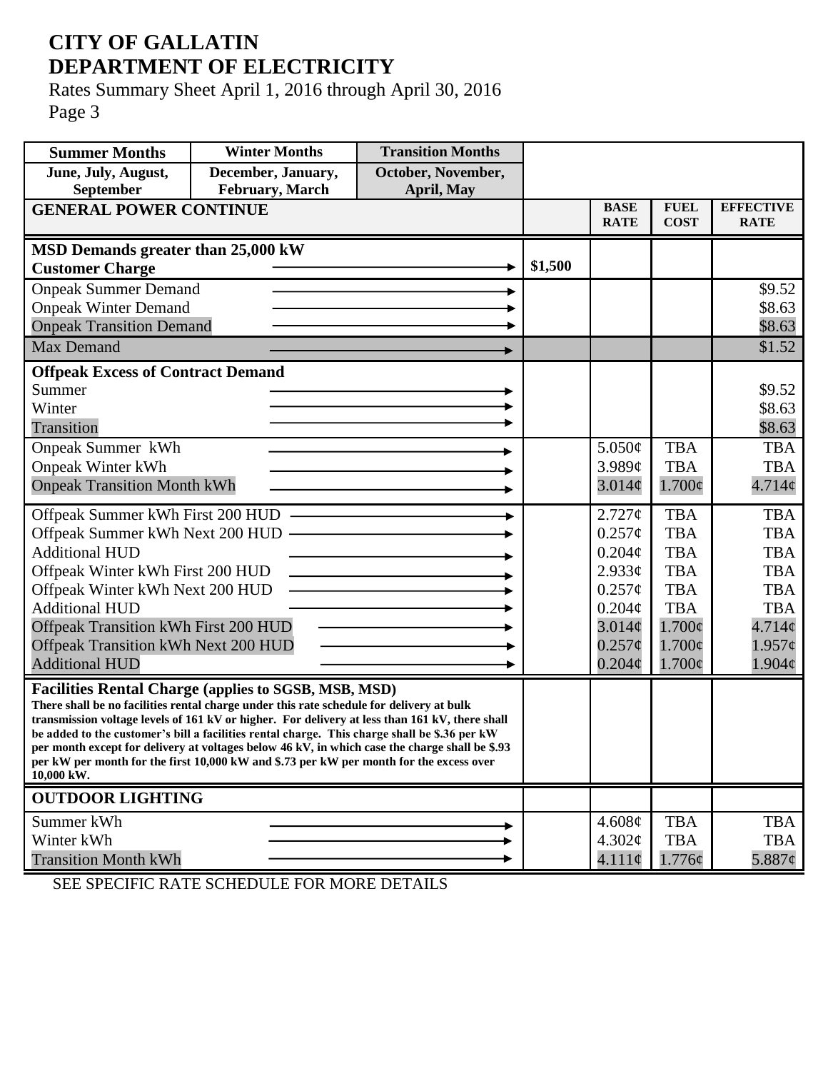# CITY OF GALLATIN
# DEPARTMENT OF ELECTRICITY

Rates Summary Sheet April 1, 2016 through April 30, 2016
Page 3

| Summer Months | Winter Months | Transition Months | | | | |
|---|---|---|---|---|---|---|
| June, July, August, September | December, January, February, March | October, November, April, May | | | | |
| **GENERAL POWER CONTINUE** | | | | **BASE RATE** | **FUEL COST** | **EFFECTIVE RATE** |
| **MSD Demands greater than 25,000 kW** | | | | | | |
| **Customer Charge** | | | **$1,500** | | | |
| Onpeak Summer Demand | | | | | | $9.52 |
| Onpeak Winter Demand | | | | | | $8.63 |
| Onpeak Transition Demand | | | | | | $8.63 |
| Max Demand | | | | | | $1.52 |
| **Offpeak Excess of Contract Demand** | | | | | | |
| Summer | | | | | | $9.52 |
| Winter | | | | | | $8.63 |
| Transition | | | | | | $8.63 |
| Onpeak Summer kWh | | | | 5.050¢ | TBA | TBA |
| Onpeak Winter kWh | | | | 3.989¢ | TBA | TBA |
| Onpeak Transition Month kWh | | | | 3.014¢ | 1.700¢ | 4.714¢ |
| Offpeak Summer kWh First 200 HUD | | | | 2.727¢ | TBA | TBA |
| Offpeak Summer kWh Next 200 HUD | | | | 0.257¢ | TBA | TBA |
| Additional HUD | | | | 0.204¢ | TBA | TBA |
| Offpeak Winter kWh First 200 HUD | | | | 2.933¢ | TBA | TBA |
| Offpeak Winter kWh Next 200 HUD | | | | 0.257¢ | TBA | TBA |
| Additional HUD | | | | 0.204¢ | TBA | TBA |
| Offpeak Transition kWh First 200 HUD | | | | 3.014¢ | 1.700¢ | 4.714¢ |
| Offpeak Transition kWh Next 200 HUD | | | | 0.257¢ | 1.700¢ | 1.957¢ |
| Additional HUD | | | | 0.204¢ | 1.700¢ | 1.904¢ |
| **Facilities Rental Charge (applies to SGSB, MSB, MSD)** **There shall be no facilities rental charge under this rate schedule for delivery at bulk transmission voltage levels of 161 kV or higher. For delivery at less than 161 kV, there shall be added to the customer's bill a facilities rental charge. This charge shall be $.36 per kW per month except for delivery at voltages below 46 kV, in which case the charge shall be $.93 per kW per month for the first 10,000 kW and $.73 per kW per month for the excess over 10,000 kW.** | | | | | | |
| **OUTDOOR LIGHTING** | | | | | | |
| Summer kWh | | | | 4.608¢ | TBA | TBA |
| Winter kWh | | | | 4.302¢ | TBA | TBA |
| Transition Month kWh | | | | 4.111¢ | 1.776¢ | 5.887¢ |

SEE SPECIFIC RATE SCHEDULE FOR MORE DETAILS